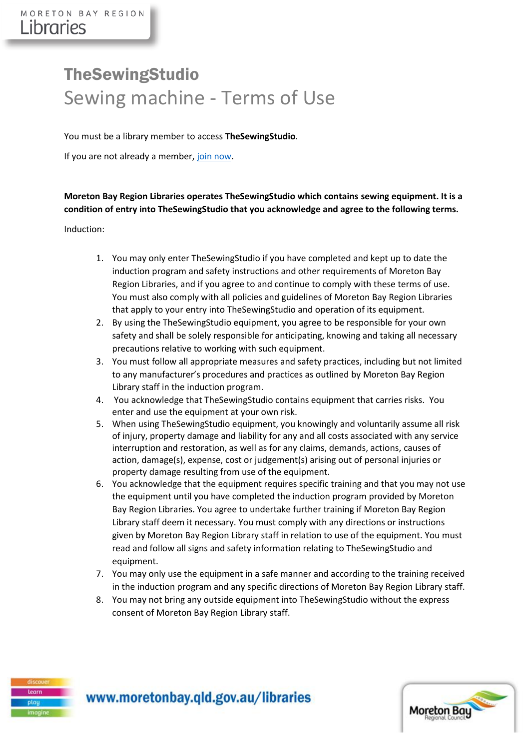# TheSewingStudio

## Sewing machine - Terms of Use

You must be a library member to access **TheSewingStudio**.

If you are not already a member, join now.

**Moreton Bay Region Libraries operates TheSewingStudio which contains sewing equipment. It is a condition of entry into TheSewingStudio that you acknowledge and agree to the following terms.**

Induction:

1. You may only enter TheSewingStudio if you have completed and kept up to date the induction program and safety instructions and other requirements of Moreton Bay Region Libraries, and if you agree to and continue to comply with these terms of use. You must also comply with all policies and guidelines of Moreton Bay Region Libraries that apply to your entry into TheSewingStudio and operation of its equipment.
2. By using the TheSewingStudio equipment, you agree to be responsible for your own safety and shall be solely responsible for anticipating, knowing and taking all necessary precautions relative to working with such equipment.
3. You must follow all appropriate measures and safety practices, including but not limited to any manufacturer's procedures and practices as outlined by Moreton Bay Region Library staff in the induction program.
4. You acknowledge that TheSewingStudio contains equipment that carries risks. You enter and use the equipment at your own risk.
5. When using TheSewingStudio equipment, you knowingly and voluntarily assume all risk of injury, property damage and liability for any and all costs associated with any service interruption and restoration, as well as for any claims, demands, actions, causes of action, damage(s), expense, cost or judgement(s) arising out of personal injuries or property damage resulting from use of the equipment.
6. You acknowledge that the equipment requires specific training and that you may not use the equipment until you have completed the induction program provided by Moreton Bay Region Libraries. You agree to undertake further training if Moreton Bay Region Library staff deem it necessary. You must comply with any directions or instructions given by Moreton Bay Region Library staff in relation to use of the equipment. You must read and follow all signs and safety information relating to TheSewingStudio and equipment.
7. You may only use the equipment in a safe manner and according to the training received in the induction program and any specific directions of Moreton Bay Region Library staff.
8. You may not bring any outside equipment into TheSewingStudio without the express consent of Moreton Bay Region Library staff.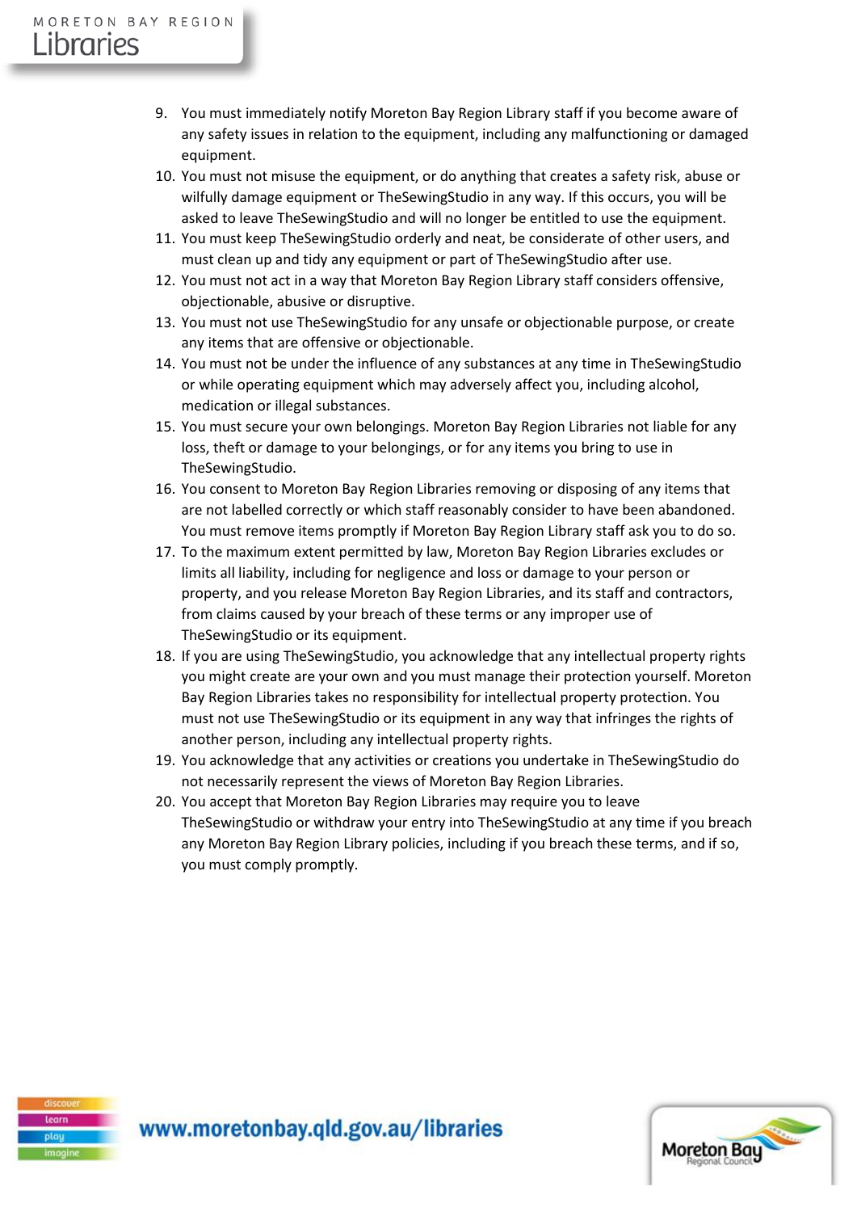9. You must immediately notify Moreton Bay Region Library staff if you become aware of any safety issues in relation to the equipment, including any malfunctioning or damaged equipment.
10. You must not misuse the equipment, or do anything that creates a safety risk, abuse or wilfully damage equipment or TheSewingStudio in any way. If this occurs, you will be asked to leave TheSewingStudio and will no longer be entitled to use the equipment.
11. You must keep TheSewingStudio orderly and neat, be considerate of other users, and must clean up and tidy any equipment or part of TheSewingStudio after use.
12. You must not act in a way that Moreton Bay Region Library staff considers offensive, objectionable, abusive or disruptive.
13. You must not use TheSewingStudio for any unsafe or objectionable purpose, or create any items that are offensive or objectionable.
14. You must not be under the influence of any substances at any time in TheSewingStudio or while operating equipment which may adversely affect you, including alcohol, medication or illegal substances.
15. You must secure your own belongings. Moreton Bay Region Libraries not liable for any loss, theft or damage to your belongings, or for any items you bring to use in TheSewingStudio.
16. You consent to Moreton Bay Region Libraries removing or disposing of any items that are not labelled correctly or which staff reasonably consider to have been abandoned. You must remove items promptly if Moreton Bay Region Library staff ask you to do so.
17. To the maximum extent permitted by law, Moreton Bay Region Libraries excludes or limits all liability, including for negligence and loss or damage to your person or property, and you release Moreton Bay Region Libraries, and its staff and contractors, from claims caused by your breach of these terms or any improper use of TheSewingStudio or its equipment.
18. If you are using TheSewingStudio, you acknowledge that any intellectual property rights you might create are your own and you must manage their protection yourself. Moreton Bay Region Libraries takes no responsibility for intellectual property protection. You must not use TheSewingStudio or its equipment in any way that infringes the rights of another person, including any intellectual property rights.
19. You acknowledge that any activities or creations you undertake in TheSewingStudio do not necessarily represent the views of Moreton Bay Region Libraries.
20. You accept that Moreton Bay Region Libraries may require you to leave TheSewingStudio or withdraw your entry into TheSewingStudio at any time if you breach any Moreton Bay Region Library policies, including if you breach these terms, and if so, you must comply promptly.